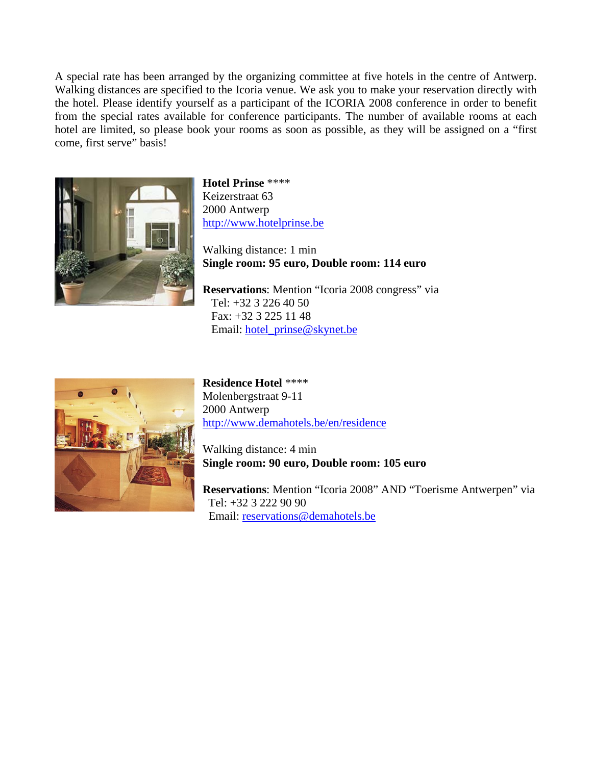A special rate has been arranged by the organizing committee at five hotels in the centre of Antwerp. Walking distances are specified to the Icoria venue. We ask you to make your reservation directly with the hotel. Please identify yourself as a participant of the ICORIA 2008 conference in order to benefit from the special rates available for conference participants. The number of available rooms at each hotel are limited, so please book your rooms as soon as possible, as they will be assigned on a "first come, first serve" basis!

**Hotel Prinse** ****
Keizerstraat 63
2000 Antwerp
http://www.hotelprinse.be

Walking distance: 1 min
**Single room: 95 euro, Double room: 114 euro**

**Reservations**: Mention "Icoria 2008 congress" via
Tel: +32 3 226 40 50
Fax: +32 3 225 11 48
Email: hotel_prinse@skynet.be

**Residence Hotel** ****
Molenbergstraat 9-11
2000 Antwerp
http://www.demahotels.be/en/residence

Walking distance: 4 min
**Single room: 90 euro, Double room: 105 euro**

**Reservations**: Mention "Icoria 2008" AND "Toerisme Antwerpen" via
Tel: +32 3 222 90 90
Email: reservations@demahotels.be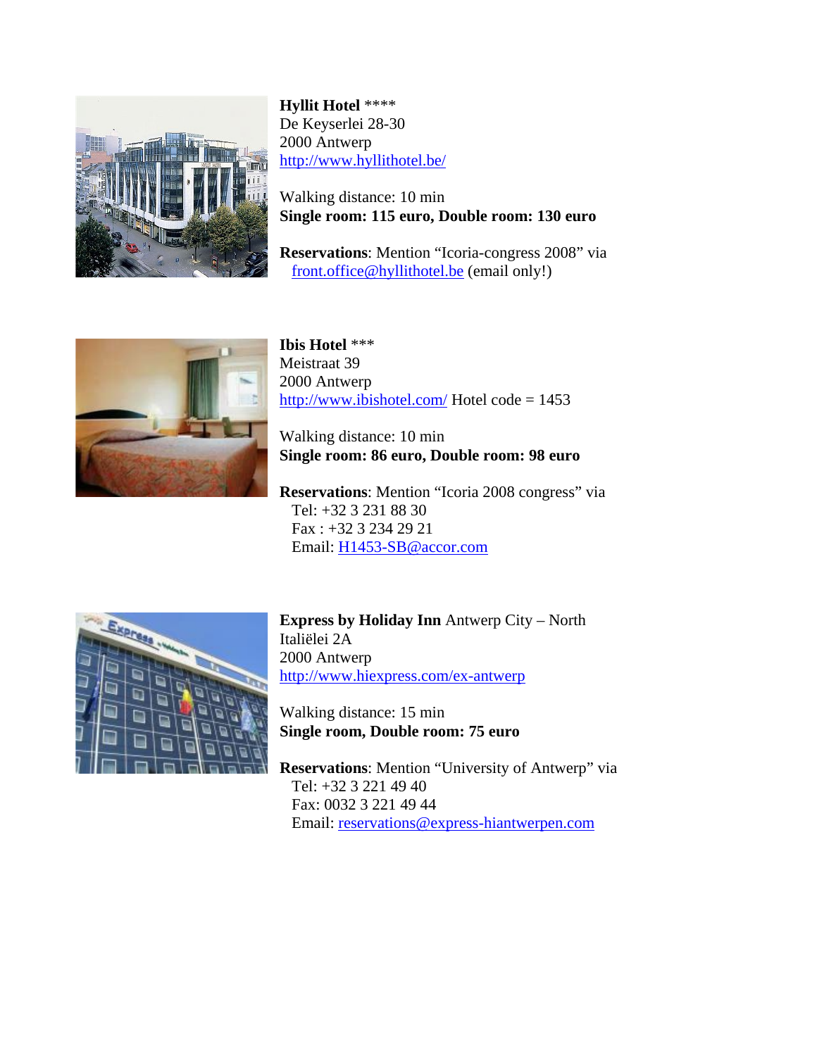**Hyllit Hotel** ****
De Keyserlei 28-30
2000 Antwerp
http://www.hyllithotel.be/

Walking distance: 10 min
**Single room: 115 euro, Double room: 130 euro**

**Reservations**: Mention “Icoria-congress 2008” via
front.office@hyllithotel.be (email only!)

**Ibis Hotel** ***
Meistraat 39
2000 Antwerp
http://www.ibishotel.com/ Hotel code = 1453

Walking distance: 10 min
**Single room: 86 euro, Double room: 98 euro**

**Reservations**: Mention “Icoria 2008 congress” via
Tel: +32 3 231 88 30
Fax : +32 3 234 29 21
Email: H1453-SB@accor.com

**Express by Holiday Inn** Antwerp City – North
Italiëlei 2A
2000 Antwerp
http://www.hiexpress.com/ex-antwerp

Walking distance: 15 min
**Single room, Double room: 75 euro**

**Reservations**: Mention “University of Antwerp” via
Tel: +32 3 221 49 40
Fax: 0032 3 221 49 44
Email: reservations@express-hiantwerpen.com